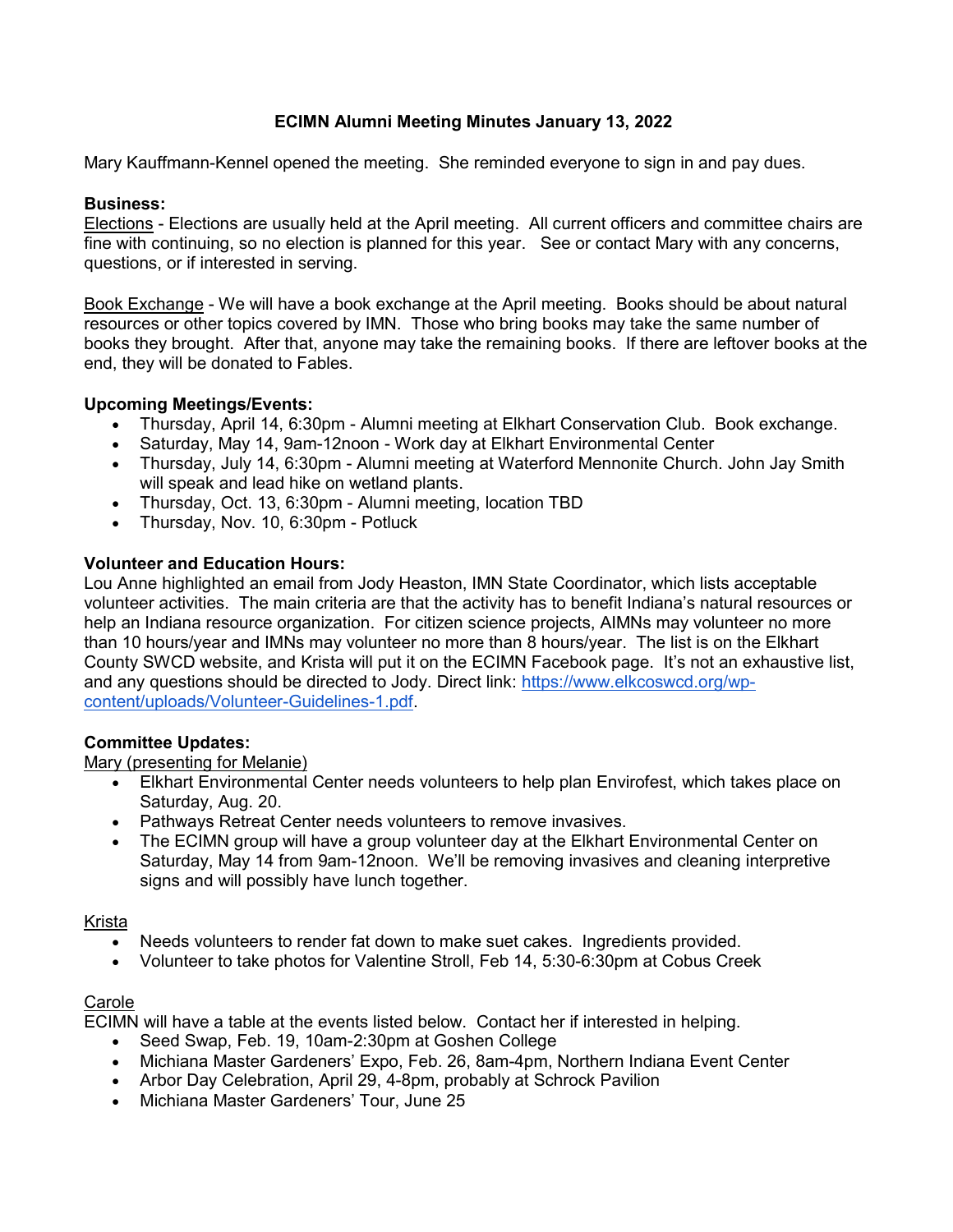# ECIMN Alumni Meeting Minutes January 13, 2022

Mary Kauffmann-Kennel opened the meeting. She reminded everyone to sign in and pay dues.

**Business:**

Elections - Elections are usually held at the April meeting. All current officers and committee chairs are fine with continuing, so no election is planned for this year. See or contact Mary with any concerns, questions, or if interested in serving.

Book Exchange - We will have a book exchange at the April meeting. Books should be about natural resources or other topics covered by IMN. Those who bring books may take the same number of books they brought. After that, anyone may take the remaining books. If there are leftover books at the end, they will be donated to Fables.

**Upcoming Meetings/Events:**

- Thursday, April 14, 6:30pm - Alumni meeting at Elkhart Conservation Club. Book exchange.
- Saturday, May 14, 9am-12noon - Work day at Elkhart Environmental Center
- Thursday, July 14, 6:30pm - Alumni meeting at Waterford Mennonite Church. John Jay Smith will speak and lead hike on wetland plants.
- Thursday, Oct. 13, 6:30pm - Alumni meeting, location TBD
- Thursday, Nov. 10, 6:30pm - Potluck

**Volunteer and Education Hours:**

Lou Anne highlighted an email from Jody Heaston, IMN State Coordinator, which lists acceptable volunteer activities. The main criteria are that the activity has to benefit Indiana's natural resources or help an Indiana resource organization. For citizen science projects, AIMNs may volunteer no more than 10 hours/year and IMNs may volunteer no more than 8 hours/year. The list is on the Elkhart County SWCD website, and Krista will put it on the ECIMN Facebook page. It's not an exhaustive list, and any questions should be directed to Jody. Direct link: [https://www.elkcoswcd.org/wp-content/uploads/Volunteer-Guidelines-1.pdf](https://www.elkcoswcd.org/wp-content/uploads/Volunteer-Guidelines-1.pdf).

**Committee Updates:**

Mary (presenting for Melanie)

- Elkhart Environmental Center needs volunteers to help plan Envirofest, which takes place on Saturday, Aug. 20.
- Pathways Retreat Center needs volunteers to remove invasives.
- The ECIMN group will have a group volunteer day at the Elkhart Environmental Center on Saturday, May 14 from 9am-12noon. We'll be removing invasives and cleaning interpretive signs and will possibly have lunch together.

Krista

- Needs volunteers to render fat down to make suet cakes. Ingredients provided.
- Volunteer to take photos for Valentine Stroll, Feb 14, 5:30-6:30pm at Cobus Creek

Carole

ECIMN will have a table at the events listed below. Contact her if interested in helping.

- Seed Swap, Feb. 19, 10am-2:30pm at Goshen College
- Michiana Master Gardeners' Expo, Feb. 26, 8am-4pm, Northern Indiana Event Center
- Arbor Day Celebration, April 29, 4-8pm, probably at Schrock Pavilion
- Michiana Master Gardeners' Tour, June 25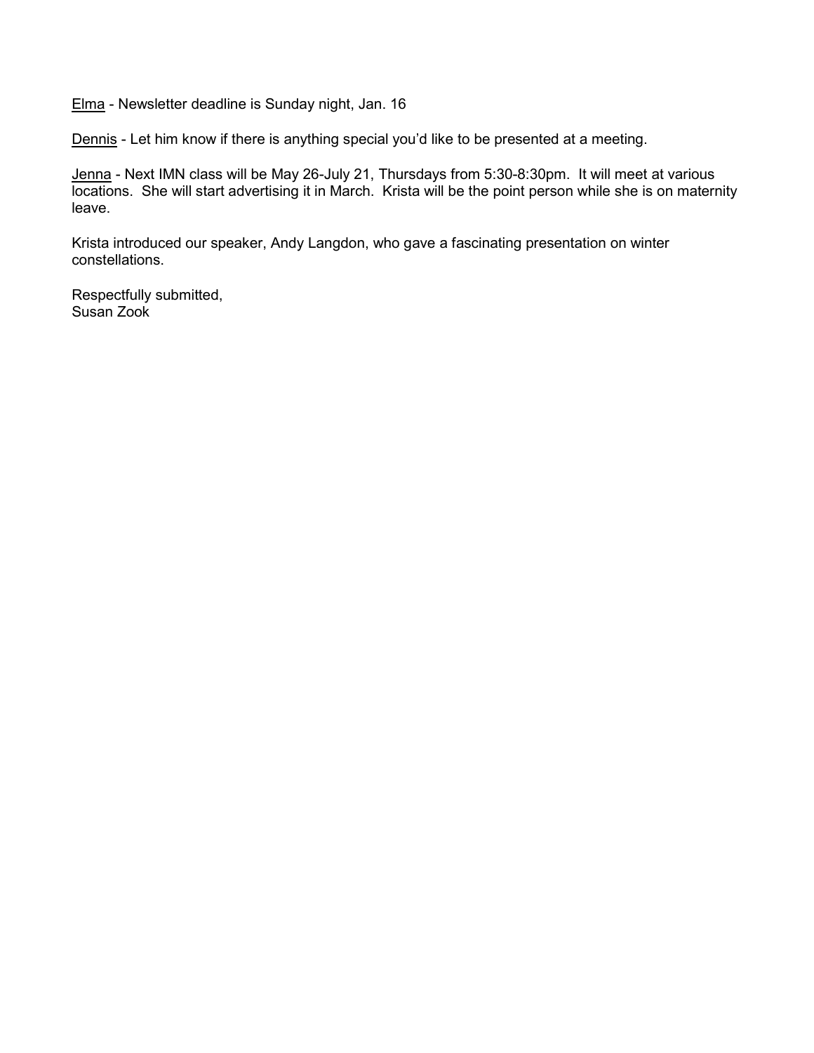<u>Elma</u> - Newsletter deadline is Sunday night, Jan. 16

<u>Dennis</u> - Let him know if there is anything special you'd like to be presented at a meeting.

<u>Jenna</u> - Next IMN class will be May 26-July 21, Thursdays from 5:30-8:30pm. It will meet at various locations. She will start advertising it in March. Krista will be the point person while she is on maternity leave.

Krista introduced our speaker, Andy Langdon, who gave a fascinating presentation on winter constellations.

Respectfully submitted,
Susan Zook